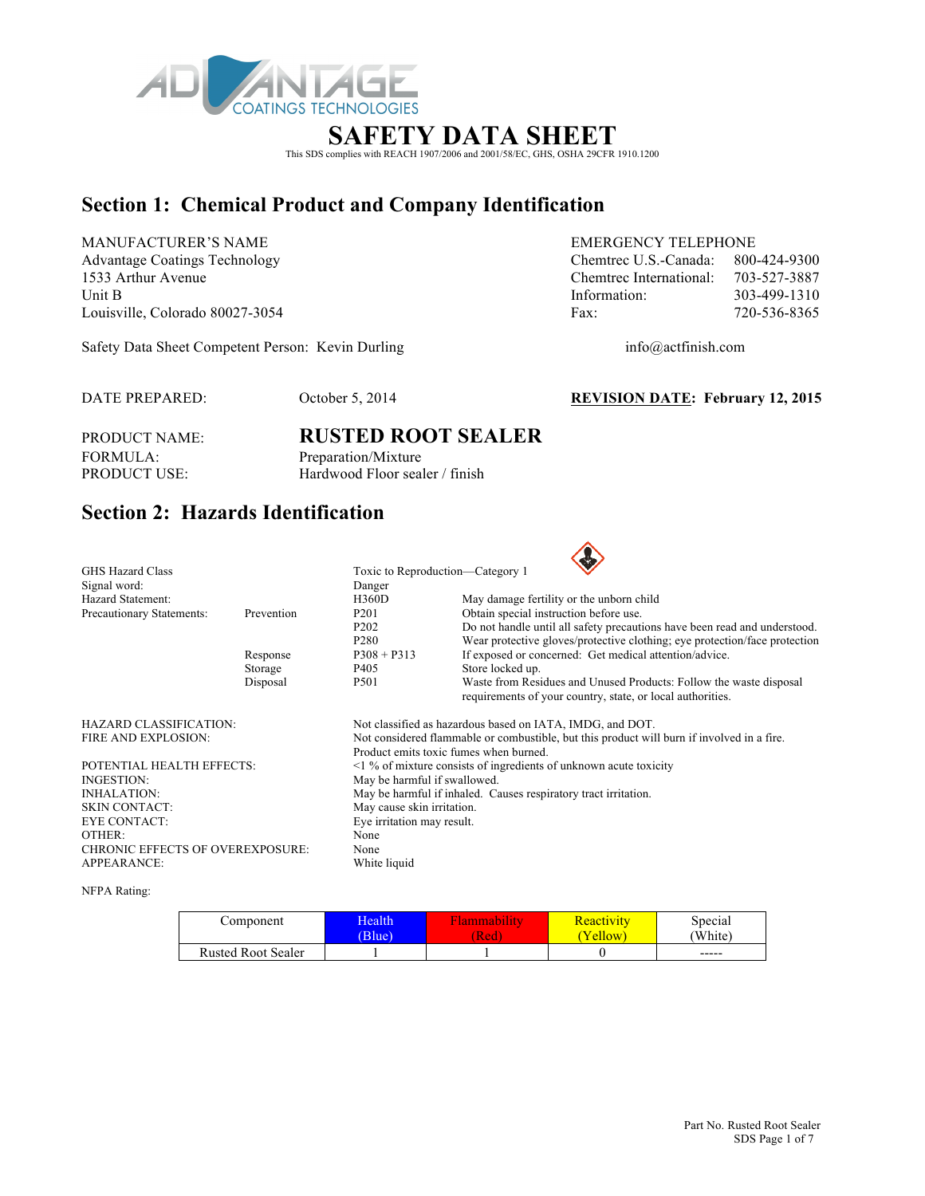# SAFETY DATA SHEET

This SDS complies with REACH 1907/2006 and 2001/58/EC, GHS, OSHA 29CFR 1910.1200

## Section 1: Chemical Product and Company Identification

MANUFACTURER'S NAME
Advantage Coatings Technology
1533 Arthur Avenue
Unit B
Louisville, Colorado 80027-3054

EMERGENCY TELEPHONE

| | |
|---|---|
| Chemtrec U.S.-Canada: | 800-424-9300 |
| Chemtrec International: | 703-527-3887 |
| Information: | 303-499-1310 |
| Fax: | 720-536-8365 |

Safety Data Sheet Competent Person: Kevin Durling

info@actfinish.com

DATE PREPARED: October 5, 2014

**REVISION DATE: February 12, 2015**

PRODUCT NAME: **RUSTED ROOT SEALER**
FORMULA: Preparation/Mixture
PRODUCT USE: Hardwood Floor sealer / finish

## Section 2: Hazards Identification

| | | | |
|---|---|---|---|
| GHS Hazard Class | | Toxic to Reproduction—Category 1 | |
| Signal word: | | Danger | |
| Hazard Statement: | | H360D | May damage fertility or the unborn child |
| Precautionary Statements: | Prevention | P201 | Obtain special instruction before use. |
| | | P202 | Do not handle until all safety precautions have been read and understood. |
| | | P280 | Wear protective gloves/protective clothing; eye protection/face protection |
| | Response | P308 + P313 | If exposed or concerned: Get medical attention/advice. |
| | Storage | P405 | Store locked up. |
| | Disposal | P501 | Waste from Residues and Unused Products: Follow the waste disposal requirements of your country, state, or local authorities. |

| | |
|---|---|
| HAZARD CLASSIFICATION: | Not classified as hazardous based on IATA, IMDG, and DOT. |
| FIRE AND EXPLOSION: | Not considered flammable or combustible, but this product will burn if involved in a fire. Product emits toxic fumes when burned. |
| POTENTIAL HEALTH EFFECTS: | <1 % of mixture consists of ingredients of unknown acute toxicity |
| INGESTION: | May be harmful if swallowed. |
| INHALATION: | May be harmful if inhaled. Causes respiratory tract irritation. |
| SKIN CONTACT: | May cause skin irritation. |
| EYE CONTACT: | Eye irritation may result. |
| OTHER: | None |
| CHRONIC EFFECTS OF OVEREXPOSURE: | None |
| APPEARANCE: | White liquid |

NFPA Rating:

| Component | Health (Blue) | Flammability (Red) | Reactivity (Yellow) | Special (White) |
|---|---|---|---|---|
| Rusted Root Sealer | 1 | 1 | 0 | ----- |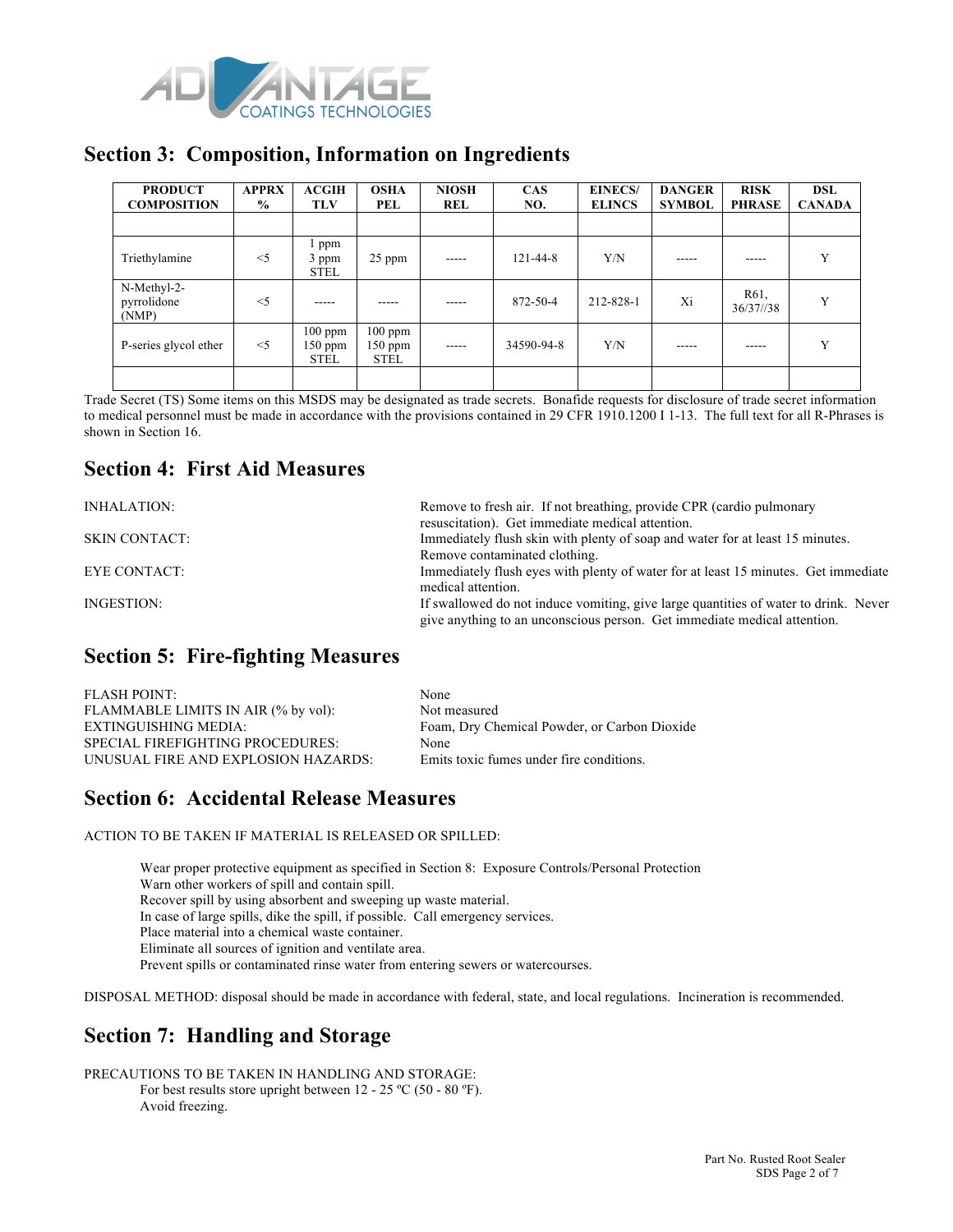## Section 3: Composition, Information on Ingredients

| PRODUCT COMPOSITION | APPRX % | ACGIH TLV | OSHA PEL | NIOSH REL | CAS NO. | EINECS/ ELINCS | DANGER SYMBOL | RISK PHRASE | DSL CANADA |
|---|---|---|---|---|---|---|---|---|---|
| | | | | | | | | | |
| Triethylamine | <5 | 1 ppm 3 ppm STEL | 25 ppm | ----- | 121-44-8 | Y/N | ----- | ----- | Y |
| N-Methyl-2-pyrrolidone (NMP) | <5 | ----- | ----- | ----- | 872-50-4 | 212-828-1 | Xi | R61, 36/37//38 | Y |
| P-series glycol ether | <5 | 100 ppm 150 ppm STEL | 100 ppm 150 ppm STEL | ----- | 34590-94-8 | Y/N | ----- | ----- | Y |
| | | | | | | | | | |

Trade Secret (TS) Some items on this MSDS may be designated as trade secrets. Bonafide requests for disclosure of trade secret information to medical personnel must be made in accordance with the provisions contained in 29 CFR 1910.1200 I 1-13. The full text for all R-Phrases is shown in Section 16.

## Section 4: First Aid Measures

INHALATION: Remove to fresh air. If not breathing, provide CPR (cardio pulmonary resuscitation). Get immediate medical attention.

SKIN CONTACT: Immediately flush skin with plenty of soap and water for at least 15 minutes. Remove contaminated clothing.

EYE CONTACT: Immediately flush eyes with plenty of water for at least 15 minutes. Get immediate medical attention.

INGESTION: If swallowed do not induce vomiting, give large quantities of water to drink. Never give anything to an unconscious person. Get immediate medical attention.

## Section 5: Fire-fighting Measures

FLASH POINT: None
FLAMMABLE LIMITS IN AIR (% by vol): Not measured
EXTINGUISHING MEDIA: Foam, Dry Chemical Powder, or Carbon Dioxide
SPECIAL FIREFIGHTING PROCEDURES: None
UNUSUAL FIRE AND EXPLOSION HAZARDS: Emits toxic fumes under fire conditions.

## Section 6: Accidental Release Measures

ACTION TO BE TAKEN IF MATERIAL IS RELEASED OR SPILLED:

Wear proper protective equipment as specified in Section 8: Exposure Controls/Personal Protection
Warn other workers of spill and contain spill.
Recover spill by using absorbent and sweeping up waste material.
In case of large spills, dike the spill, if possible. Call emergency services.
Place material into a chemical waste container.
Eliminate all sources of ignition and ventilate area.
Prevent spills or contaminated rinse water from entering sewers or watercourses.

DISPOSAL METHOD: disposal should be made in accordance with federal, state, and local regulations. Incineration is recommended.

## Section 7: Handling and Storage

PRECAUTIONS TO BE TAKEN IN HANDLING AND STORAGE:
For best results store upright between 12 - 25 ºC (50 - 80 ºF).
Avoid freezing.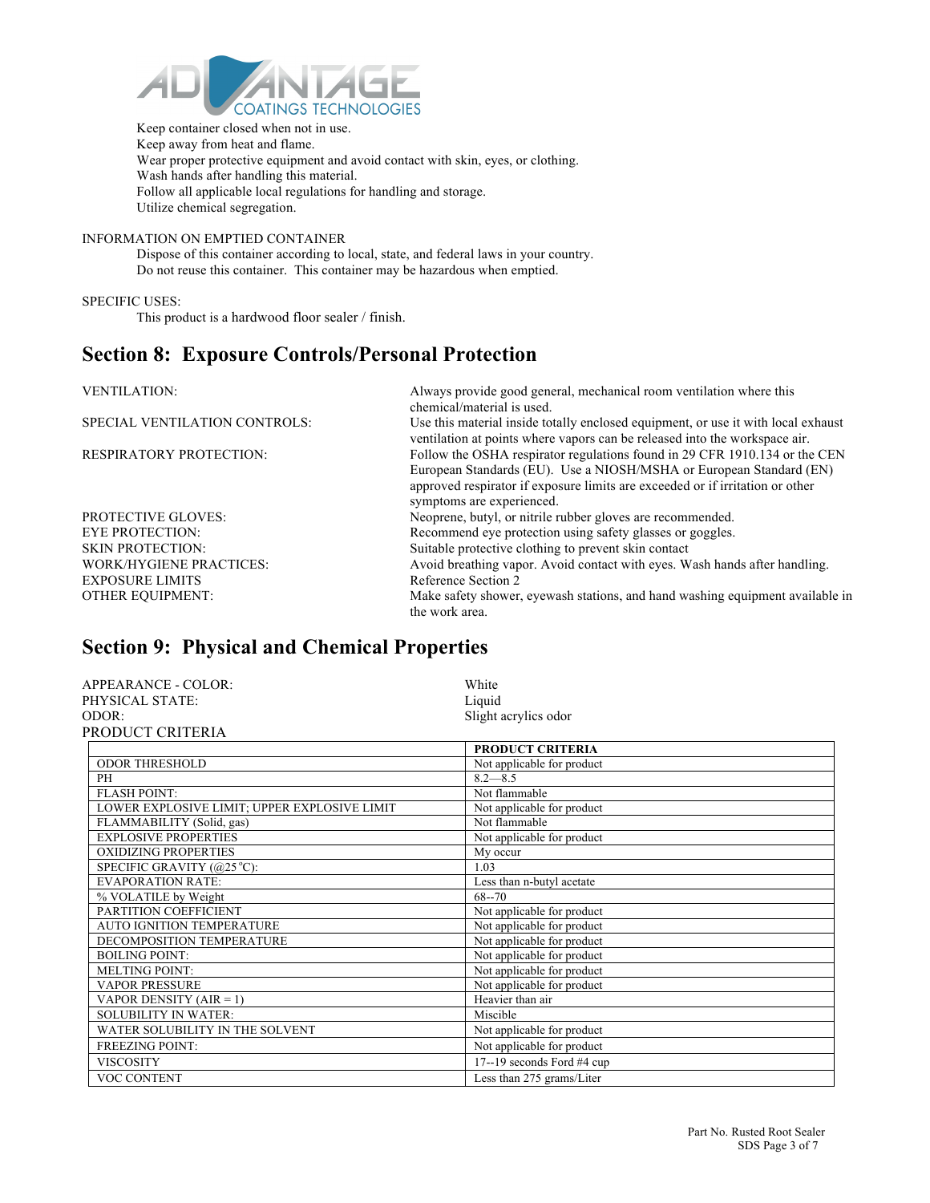Keep container closed when not in use.
Keep away from heat and flame.
Wear proper protective equipment and avoid contact with skin, eyes, or clothing.
Wash hands after handling this material.
Follow all applicable local regulations for handling and storage.
Utilize chemical segregation.

INFORMATION ON EMPTIED CONTAINER

Dispose of this container according to local, state, and federal laws in your country.
Do not reuse this container. This container may be hazardous when emptied.

SPECIFIC USES:

This product is a hardwood floor sealer / finish.

## Section 8: Exposure Controls/Personal Protection

| | |
|---|---|
| VENTILATION: | Always provide good general, mechanical room ventilation where this chemical/material is used. |
| SPECIAL VENTILATION CONTROLS: | Use this material inside totally enclosed equipment, or use it with local exhaust ventilation at points where vapors can be released into the workspace air. |
| RESPIRATORY PROTECTION: | Follow the OSHA respirator regulations found in 29 CFR 1910.134 or the CEN European Standards (EU). Use a NIOSH/MSHA or European Standard (EN) approved respirator if exposure limits are exceeded or if irritation or other symptoms are experienced. |
| PROTECTIVE GLOVES: | Neoprene, butyl, or nitrile rubber gloves are recommended. |
| EYE PROTECTION: | Recommend eye protection using safety glasses or goggles. |
| SKIN PROTECTION: | Suitable protective clothing to prevent skin contact |
| WORK/HYGIENE PRACTICES: | Avoid breathing vapor. Avoid contact with eyes. Wash hands after handling. |
| EXPOSURE LIMITS | Reference Section 2 |
| OTHER EQUIPMENT: | Make safety shower, eyewash stations, and hand washing equipment available in the work area. |

## Section 9: Physical and Chemical Properties

| | |
|---|---|
| APPEARANCE - COLOR: | White |
| PHYSICAL STATE: | Liquid |
| ODOR: | Slight acrylics odor |

PRODUCT CRITERIA

| | PRODUCT CRITERIA |
|---|---|
| ODOR THRESHOLD | Not applicable for product |
| PH | 8.2—8.5 |
| FLASH POINT: | Not flammable |
| LOWER EXPLOSIVE LIMIT; UPPER EXPLOSIVE LIMIT | Not applicable for product |
| FLAMMABILITY (Solid, gas) | Not flammable |
| EXPLOSIVE PROPERTIES | Not applicable for product |
| OXIDIZING PROPERTIES | My occur |
| SPECIFIC GRAVITY (@25°C): | 1.03 |
| EVAPORATION RATE: | Less than n-butyl acetate |
| % VOLATILE by Weight | 68--70 |
| PARTITION COEFFICIENT | Not applicable for product |
| AUTO IGNITION TEMPERATURE | Not applicable for product |
| DECOMPOSITION TEMPERATURE | Not applicable for product |
| BOILING POINT: | Not applicable for product |
| MELTING POINT: | Not applicable for product |
| VAPOR PRESSURE | Not applicable for product |
| VAPOR DENSITY (AIR = 1) | Heavier than air |
| SOLUBILITY IN WATER: | Miscible |
| WATER SOLUBILITY IN THE SOLVENT | Not applicable for product |
| FREEZING POINT: | Not applicable for product |
| VISCOSITY | 17--19 seconds Ford #4 cup |
| VOC CONTENT | Less than 275 grams/Liter |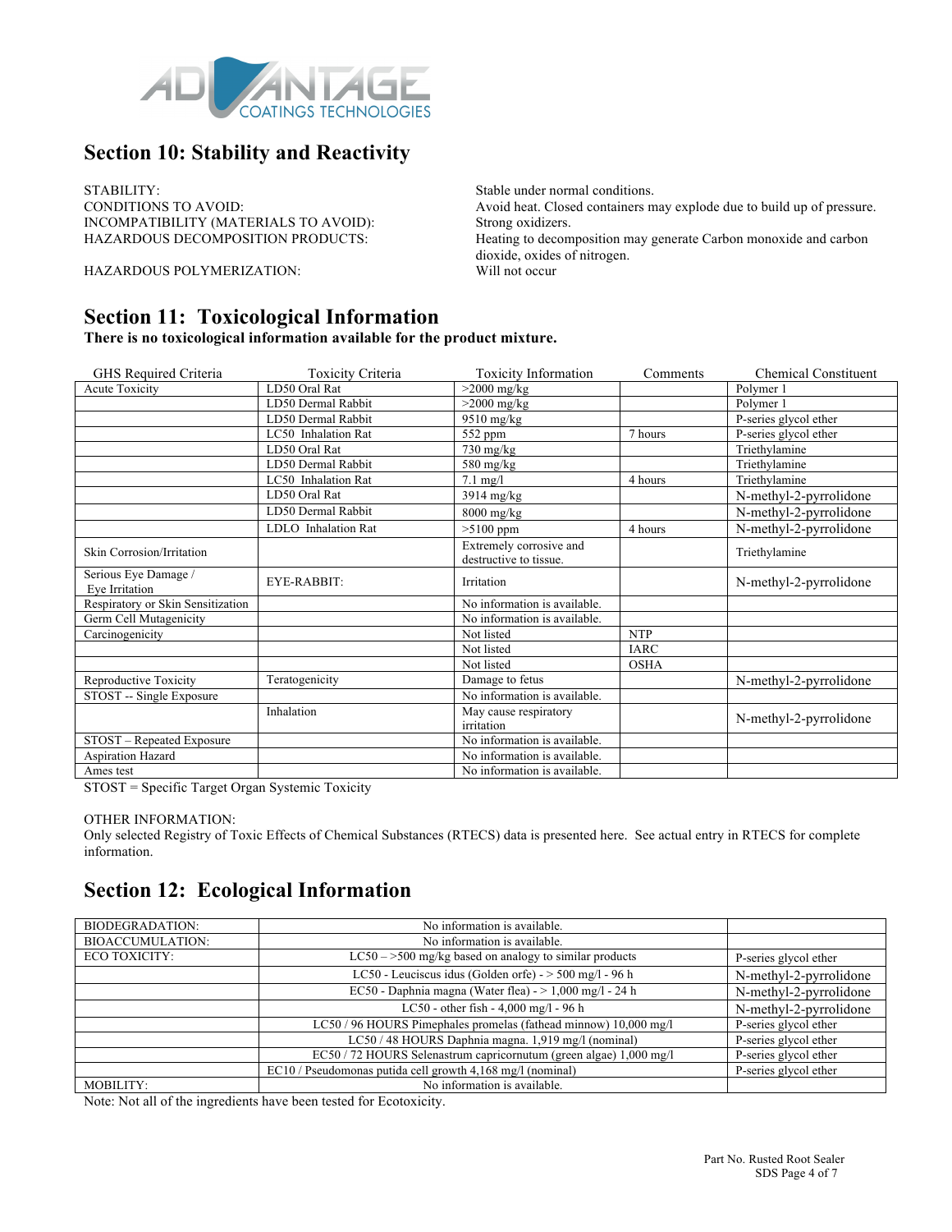## Section 10: Stability and Reactivity

| | |
|---|---|
| STABILITY: | Stable under normal conditions. |
| CONDITIONS TO AVOID: | Avoid heat. Closed containers may explode due to build up of pressure. |
| INCOMPATIBILITY (MATERIALS TO AVOID): | Strong oxidizers. |
| HAZARDOUS DECOMPOSITION PRODUCTS: | Heating to decomposition may generate Carbon monoxide and carbon dioxide, oxides of nitrogen. |
| HAZARDOUS POLYMERIZATION: | Will not occur |

## Section 11: Toxicological Information

**There is no toxicological information available for the product mixture.**

| GHS Required Criteria | Toxicity Criteria | Toxicity Information | Comments | Chemical Constituent |
|---|---|---|---|---|
| Acute Toxicity | LD50 Oral Rat | >2000 mg/kg | | Polymer 1 |
| | LD50 Dermal Rabbit | >2000 mg/kg | | Polymer 1 |
| | LD50 Dermal Rabbit | 9510 mg/kg | | P-series glycol ether |
| | LC50 Inhalation Rat | 552 ppm | 7 hours | P-series glycol ether |
| | LD50 Oral Rat | 730 mg/kg | | Triethylamine |
| | LD50 Dermal Rabbit | 580 mg/kg | | Triethylamine |
| | LC50 Inhalation Rat | 7.1 mg/l | 4 hours | Triethylamine |
| | LD50 Oral Rat | 3914 mg/kg | | N-methyl-2-pyrrolidone |
| | LD50 Dermal Rabbit | 8000 mg/kg | | N-methyl-2-pyrrolidone |
| | LDLO Inhalation Rat | >5100 ppm | 4 hours | N-methyl-2-pyrrolidone |
| Skin Corrosion/Irritation | | Extremely corrosive and destructive to tissue. | | Triethylamine |
| Serious Eye Damage / Eye Irritation | EYE-RABBIT: | Irritation | | N-methyl-2-pyrrolidone |
| Respiratory or Skin Sensitization | | No information is available. | | |
| Germ Cell Mutagenicity | | No information is available. | | |
| Carcinogenicity | | Not listed | NTP | |
| | | Not listed | IARC | |
| | | Not listed | OSHA | |
| Reproductive Toxicity | Teratogenicity | Damage to fetus | | N-methyl-2-pyrrolidone |
| STOST -- Single Exposure | | No information is available. | | |
| | Inhalation | May cause respiratory irritation | | N-methyl-2-pyrrolidone |
| STOST – Repeated Exposure | | No information is available. | | |
| Aspiration Hazard | | No information is available. | | |
| Ames test | | No information is available. | | |

STOST = Specific Target Organ Systemic Toxicity

OTHER INFORMATION:
Only selected Registry of Toxic Effects of Chemical Substances (RTECS) data is presented here. See actual entry in RTECS for complete information.

## Section 12: Ecological Information

| | | |
|---|---|---|
| BIODEGRADATION: | No information is available. | |
| BIOACCUMULATION: | No information is available. | |
| ECO TOXICITY: | LC50 – >500 mg/kg based on analogy to similar products | P-series glycol ether |
| | LC50 - Leuciscus idus (Golden orfe) - > 500 mg/l - 96 h | N-methyl-2-pyrrolidone |
| | EC50 - Daphnia magna (Water flea) - > 1,000 mg/l - 24 h | N-methyl-2-pyrrolidone |
| | LC50 - other fish - 4,000 mg/l - 96 h | N-methyl-2-pyrrolidone |
| | LC50 / 96 HOURS Pimephales promelas (fathead minnow) 10,000 mg/l | P-series glycol ether |
| | LC50 / 48 HOURS Daphnia magna. 1,919 mg/l (nominal) | P-series glycol ether |
| | EC50 / 72 HOURS Selenastrum capricornutum (green algae) 1,000 mg/l | P-series glycol ether |
| | EC10 / Pseudomonas putida cell growth 4,168 mg/l (nominal) | P-series glycol ether |
| MOBILITY: | No information is available. | |

Note: Not all of the ingredients have been tested for Ecotoxicity.

Part No. Rusted Root Sealer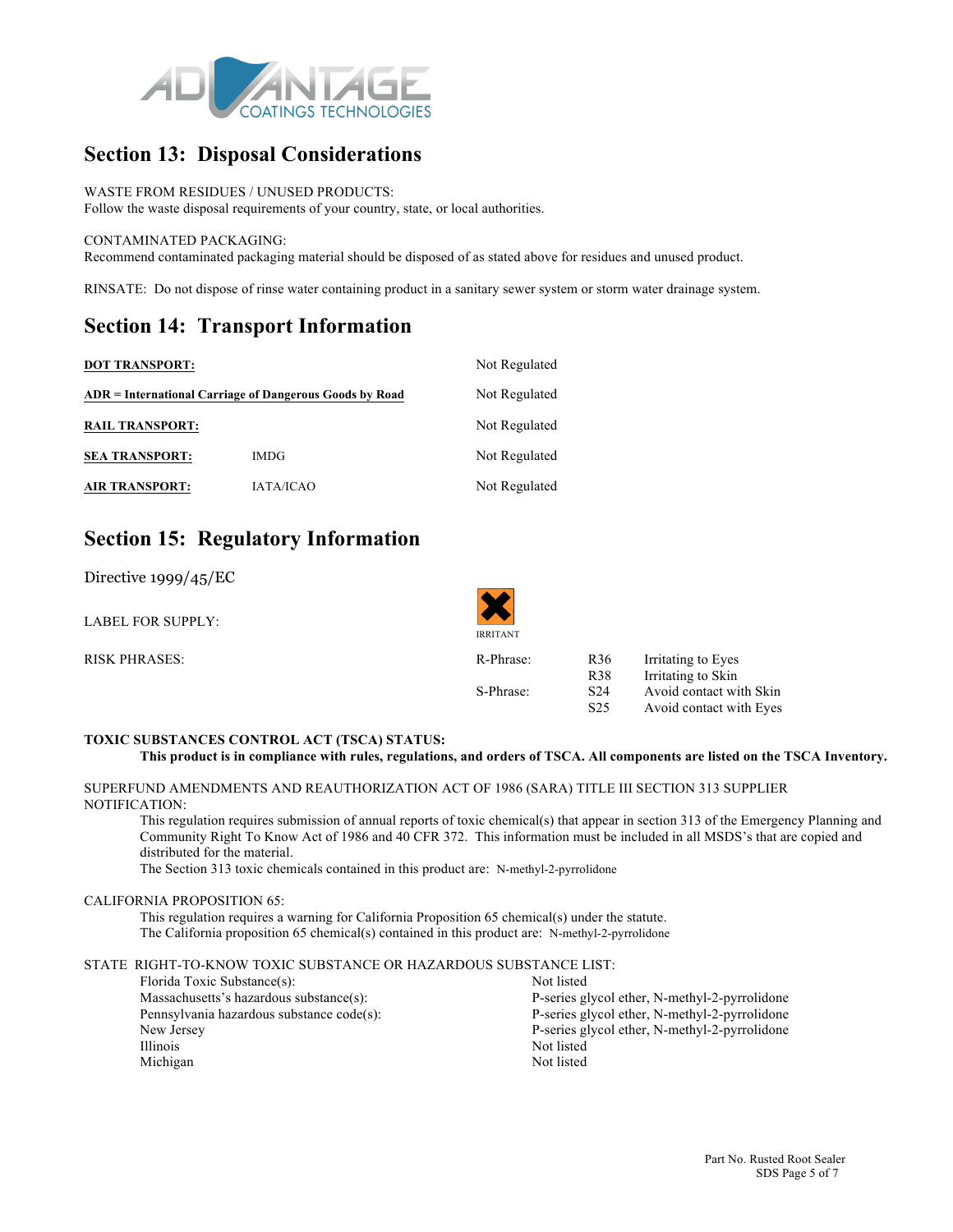## Section 13: Disposal Considerations

WASTE FROM RESIDUES / UNUSED PRODUCTS:
Follow the waste disposal requirements of your country, state, or local authorities.

CONTAMINATED PACKAGING:
Recommend contaminated packaging material should be disposed of as stated above for residues and unused product.

RINSATE: Do not dispose of rinse water containing product in a sanitary sewer system or storm water drainage system.

## Section 14: Transport Information

| | | |
|---|---|---|
| **DOT TRANSPORT:** | | Not Regulated |
| **ADR = International Carriage of Dangerous Goods by Road** | | Not Regulated |
| **RAIL TRANSPORT:** | | Not Regulated |
| **SEA TRANSPORT:** | IMDG | Not Regulated |
| **AIR TRANSPORT:** | IATA/ICAO | Not Regulated |

## Section 15: Regulatory Information

Directive 1999/45/EC

LABEL FOR SUPPLY: IRRITANT

RISK PHRASES:

| | | |
|---|---|---|
| R-Phrase: | R36 | Irritating to Eyes |
| | R38 | Irritating to Skin |
| S-Phrase: | S24 | Avoid contact with Skin |
| | S25 | Avoid contact with Eyes |

**TOXIC SUBSTANCES CONTROL ACT (TSCA) STATUS:**

**This product is in compliance with rules, regulations, and orders of TSCA. All components are listed on the TSCA Inventory.**

SUPERFUND AMENDMENTS AND REAUTHORIZATION ACT OF 1986 (SARA) TITLE III SECTION 313 SUPPLIER NOTIFICATION:

This regulation requires submission of annual reports of toxic chemical(s) that appear in section 313 of the Emergency Planning and Community Right To Know Act of 1986 and 40 CFR 372. This information must be included in all MSDS's that are copied and distributed for the material.
The Section 313 toxic chemicals contained in this product are: N-methyl-2-pyrrolidone

CALIFORNIA PROPOSITION 65:

This regulation requires a warning for California Proposition 65 chemical(s) under the statute.
The California proposition 65 chemical(s) contained in this product are: N-methyl-2-pyrrolidone

STATE RIGHT-TO-KNOW TOXIC SUBSTANCE OR HAZARDOUS SUBSTANCE LIST:

| | |
|---|---|
| Florida Toxic Substance(s): | Not listed |
| Massachusetts's hazardous substance(s): | P-series glycol ether, N-methyl-2-pyrrolidone |
| Pennsylvania hazardous substance code(s): | P-series glycol ether, N-methyl-2-pyrrolidone |
| New Jersey | P-series glycol ether, N-methyl-2-pyrrolidone |
| Illinois | Not listed |
| Michigan | Not listed |

Part No. Rusted Root Sealer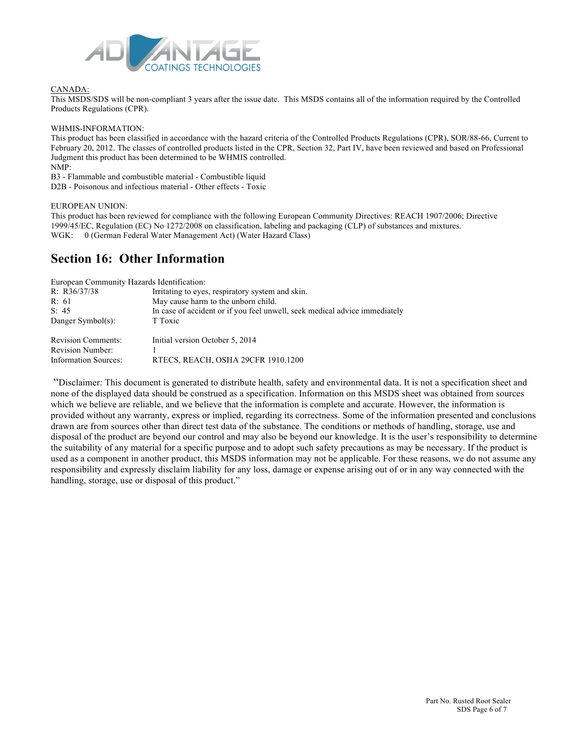CANADA:

This MSDS/SDS will be non-compliant 3 years after the issue date. This MSDS contains all of the information required by the Controlled Products Regulations (CPR).

WHMIS-INFORMATION:

This product has been classified in accordance with the hazard criteria of the Controlled Products Regulations (CPR), SOR/88-66, Current to February 20, 2012. The classes of controlled products listed in the CPR, Section 32, Part IV, have been reviewed and based on Professional Judgment this product has been determined to be WHMIS controlled.

NMP:

B3 - Flammable and combustible material - Combustible liquid

D2B - Poisonous and infectious material - Other effects - Toxic

EUROPEAN UNION:

This product has been reviewed for compliance with the following European Community Directives: REACH 1907/2006; Directive 1999/45/EC, Regulation (EC) No 1272/2008 on classification, labeling and packaging (CLP) of substances and mixtures.

WGK: 0 (German Federal Water Management Act) (Water Hazard Class)

## Section 16: Other Information

European Community Hazards Identification:

| | |
|---|---|
| R: R36/37/38 | Irritating to eyes, respiratory system and skin. |
| R: 61 | May cause harm to the unborn child. |
| S: 45 | In case of accident or if you feel unwell, seek medical advice immediately |
| Danger Symbol(s): | T Toxic |

| | |
|---|---|
| Revision Comments: | Initial version October 5, 2014 |
| Revision Number: | 1 |
| Information Sources: | RTECS, REACH, OSHA 29CFR 1910.1200 |

"Disclaimer: This document is generated to distribute health, safety and environmental data. It is not a specification sheet and none of the displayed data should be construed as a specification. Information on this MSDS sheet was obtained from sources which we believe are reliable, and we believe that the information is complete and accurate. However, the information is provided without any warranty, express or implied, regarding its correctness. Some of the information presented and conclusions drawn are from sources other than direct test data of the substance. The conditions or methods of handling, storage, use and disposal of the product are beyond our control and may also be beyond our knowledge. It is the user's responsibility to determine the suitability of any material for a specific purpose and to adopt such safety precautions as may be necessary. If the product is used as a component in another product, this MSDS information may not be applicable. For these reasons, we do not assume any responsibility and expressly disclaim liability for any loss, damage or expense arising out of or in any way connected with the handling, storage, use or disposal of this product."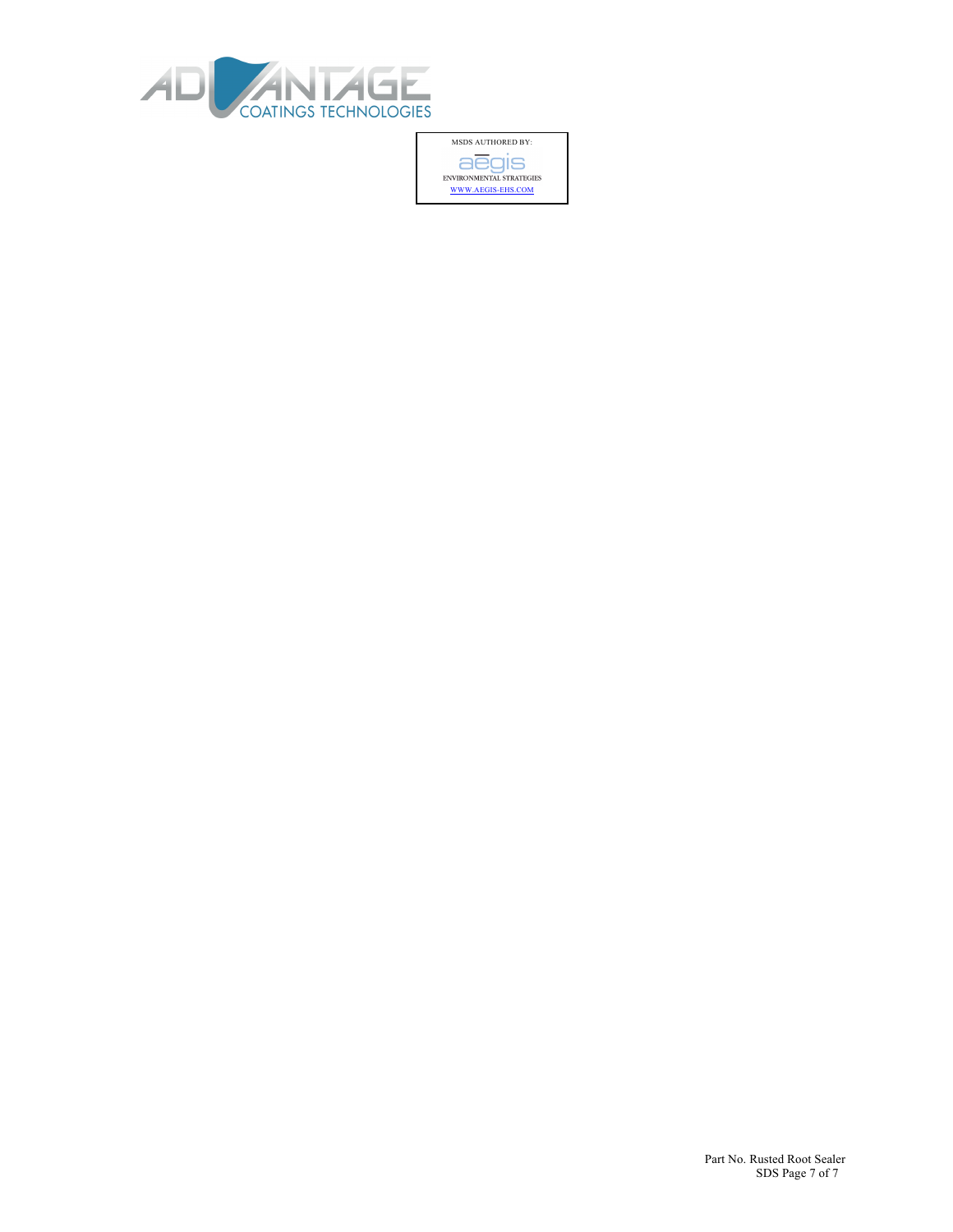ADVANTAGE COATINGS TECHNOLOGIES

MSDS AUTHORED BY:

aegis

ENVIRONMENTAL STRATEGIES

WWW.AEGIS-EHS.COM